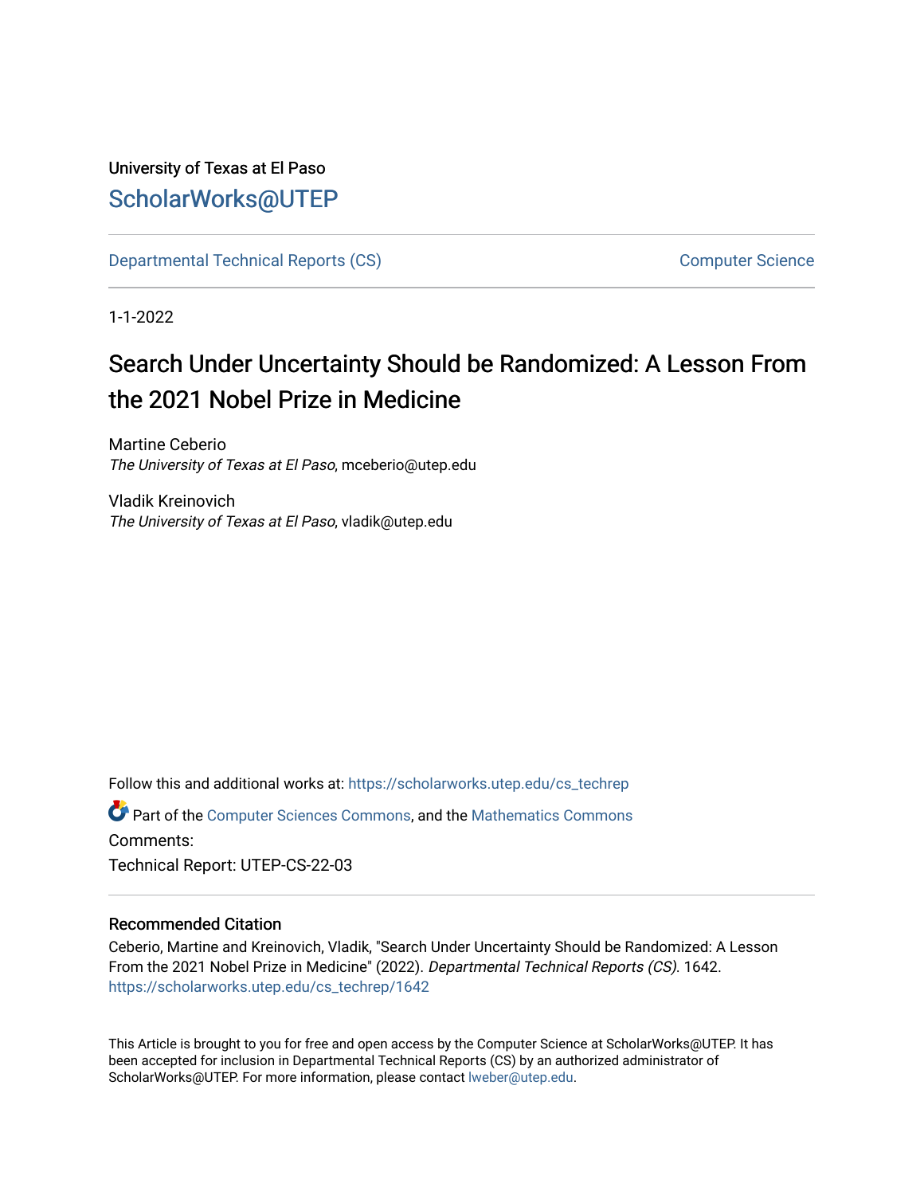University of Texas at El Paso

## ScholarWorks@UTEP

Departmental Technical Reports (CS) | Computer Science

1-1-2022

# Search Under Uncertainty Should be Randomized: A Lesson From the 2021 Nobel Prize in Medicine

Martine Ceberio
*The University of Texas at El Paso*, mceberio@utep.edu

Vladik Kreinovich
*The University of Texas at El Paso*, vladik@utep.edu

Follow this and additional works at: https://scholarworks.utep.edu/cs_techrep

Part of the Computer Sciences Commons, and the Mathematics Commons

Comments:

Technical Report: UTEP-CS-22-03

### Recommended Citation

Ceberio, Martine and Kreinovich, Vladik, "Search Under Uncertainty Should be Randomized: A Lesson From the 2021 Nobel Prize in Medicine" (2022). *Departmental Technical Reports (CS)*. 1642.
https://scholarworks.utep.edu/cs_techrep/1642

This Article is brought to you for free and open access by the Computer Science at ScholarWorks@UTEP. It has been accepted for inclusion in Departmental Technical Reports (CS) by an authorized administrator of ScholarWorks@UTEP. For more information, please contact lweber@utep.edu.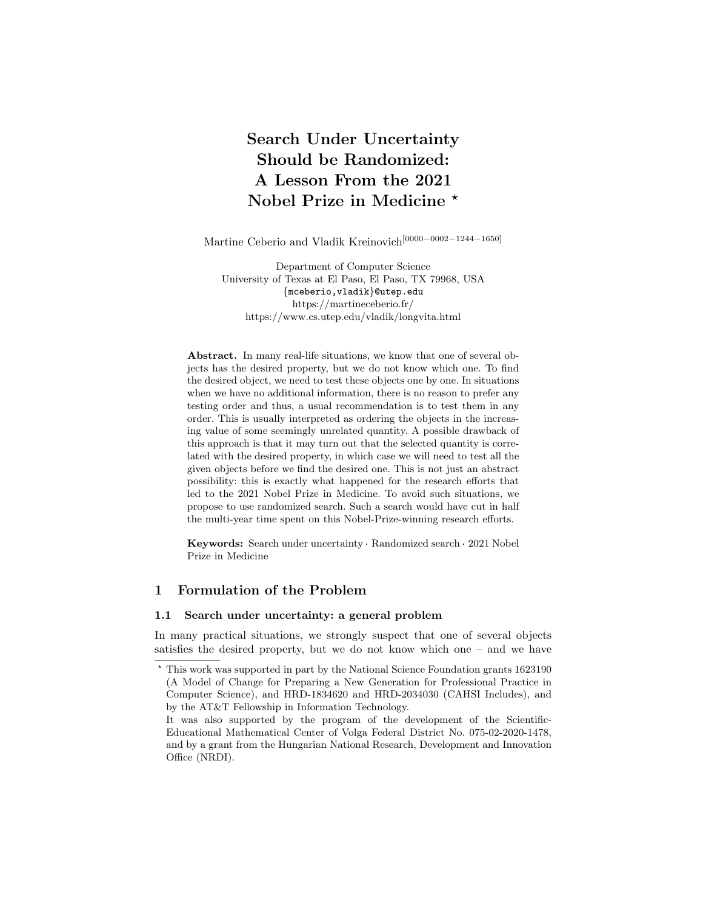# Search Under Uncertainty Should be Randomized: A Lesson From the 2021 Nobel Prize in Medicine *

Martine Ceberio and Vladik Kreinovich[0000−0002−1244−1650]

Department of Computer Science
University of Texas at El Paso, El Paso, TX 79968, USA
{mceberio,vladik}@utep.edu
https://martineceberio.fr/
https://www.cs.utep.edu/vladik/longvita.html

**Abstract.** In many real-life situations, we know that one of several objects has the desired property, but we do not know which one. To find the desired object, we need to test these objects one by one. In situations when we have no additional information, there is no reason to prefer any testing order and thus, a usual recommendation is to test them in any order. This is usually interpreted as ordering the objects in the increasing value of some seemingly unrelated quantity. A possible drawback of this approach is that it may turn out that the selected quantity is correlated with the desired property, in which case we will need to test all the given objects before we find the desired one. This is not just an abstract possibility: this is exactly what happened for the research efforts that led to the 2021 Nobel Prize in Medicine. To avoid such situations, we propose to use randomized search. Such a search would have cut in half the multi-year time spent on this Nobel-Prize-winning research efforts.

**Keywords:** Search under uncertainty · Randomized search · 2021 Nobel Prize in Medicine

## 1 Formulation of the Problem

### 1.1 Search under uncertainty: a general problem

In many practical situations, we strongly suspect that one of several objects satisfies the desired property, but we do not know which one – and we have

---

* This work was supported in part by the National Science Foundation grants 1623190 (A Model of Change for Preparing a New Generation for Professional Practice in Computer Science), and HRD-1834620 and HRD-2034030 (CAHSI Includes), and by the AT&T Fellowship in Information Technology.
It was also supported by the program of the development of the Scientific-Educational Mathematical Center of Volga Federal District No. 075-02-2020-1478, and by a grant from the Hungarian National Research, Development and Innovation Office (NRDI).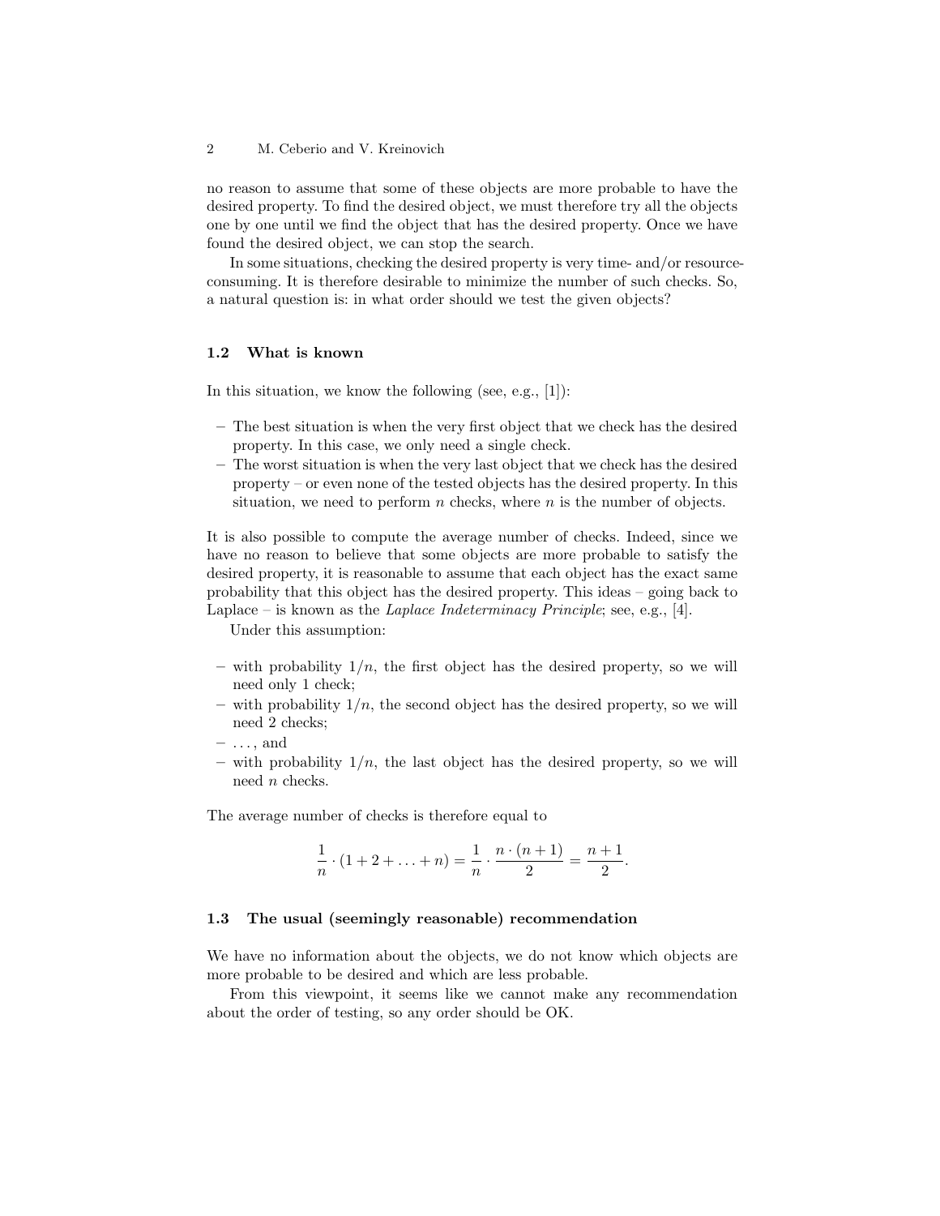no reason to assume that some of these objects are more probable to have the desired property. To find the desired object, we must therefore try all the objects one by one until we find the object that has the desired property. Once we have found the desired object, we can stop the search.

In some situations, checking the desired property is very time- and/or resource-consuming. It is therefore desirable to minimize the number of such checks. So, a natural question is: in what order should we test the given objects?

### 1.2 What is known

In this situation, we know the following (see, e.g., [1]):

- The best situation is when the very first object that we check has the desired property. In this case, we only need a single check.
- The worst situation is when the very last object that we check has the desired property – or even none of the tested objects has the desired property. In this situation, we need to perform $n$ checks, where $n$ is the number of objects.

It is also possible to compute the average number of checks. Indeed, since we have no reason to believe that some objects are more probable to satisfy the desired property, it is reasonable to assume that each object has the exact same probability that this object has the desired property. This ideas – going back to Laplace – is known as the *Laplace Indeterminacy Principle*; see, e.g., [4].

Under this assumption:

- with probability $1/n$, the first object has the desired property, so we will need only 1 check;
- with probability $1/n$, the second object has the desired property, so we will need 2 checks;
- ..., and
- with probability $1/n$, the last object has the desired property, so we will need $n$ checks.

The average number of checks is therefore equal to

$$\frac{1}{n} \cdot (1 + 2 + \ldots + n) = \frac{1}{n} \cdot \frac{n \cdot (n+1)}{2} = \frac{n+1}{2}.$$

### 1.3 The usual (seemingly reasonable) recommendation

We have no information about the objects, we do not know which objects are more probable to be desired and which are less probable.

From this viewpoint, it seems like we cannot make any recommendation about the order of testing, so any order should be OK.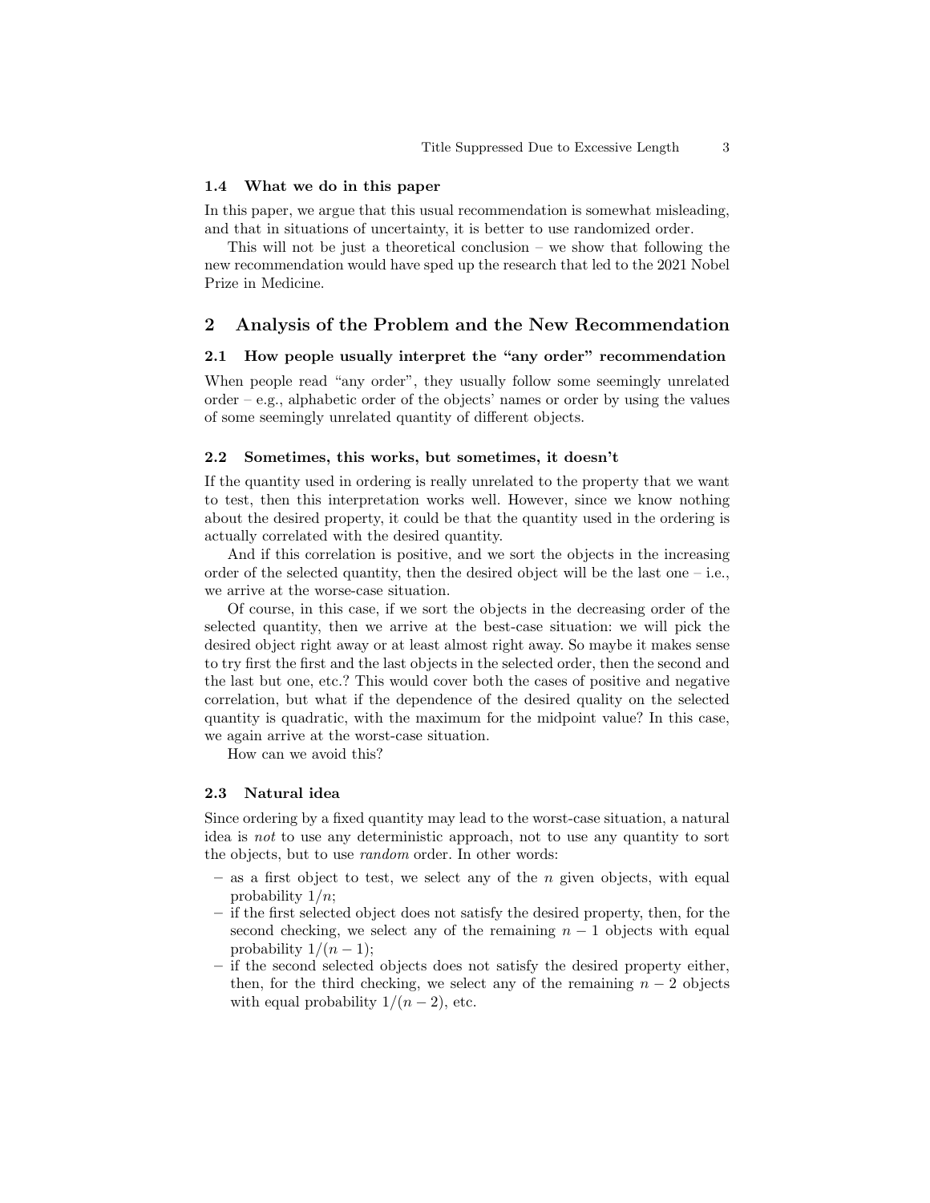### 1.4 What we do in this paper

In this paper, we argue that this usual recommendation is somewhat misleading, and that in situations of uncertainty, it is better to use randomized order.

This will not be just a theoretical conclusion – we show that following the new recommendation would have sped up the research that led to the 2021 Nobel Prize in Medicine.

## 2 Analysis of the Problem and the New Recommendation

### 2.1 How people usually interpret the "any order" recommendation

When people read "any order", they usually follow some seemingly unrelated order – e.g., alphabetic order of the objects' names or order by using the values of some seemingly unrelated quantity of different objects.

### 2.2 Sometimes, this works, but sometimes, it doesn't

If the quantity used in ordering is really unrelated to the property that we want to test, then this interpretation works well. However, since we know nothing about the desired property, it could be that the quantity used in the ordering is actually correlated with the desired quantity.

And if this correlation is positive, and we sort the objects in the increasing order of the selected quantity, then the desired object will be the last one – i.e., we arrive at the worse-case situation.

Of course, in this case, if we sort the objects in the decreasing order of the selected quantity, then we arrive at the best-case situation: we will pick the desired object right away or at least almost right away. So maybe it makes sense to try first the first and the last objects in the selected order, then the second and the last but one, etc.? This would cover both the cases of positive and negative correlation, but what if the dependence of the desired quality on the selected quantity is quadratic, with the maximum for the midpoint value? In this case, we again arrive at the worst-case situation.

How can we avoid this?

### 2.3 Natural idea

Since ordering by a fixed quantity may lead to the worst-case situation, a natural idea is *not* to use any deterministic approach, not to use any quantity to sort the objects, but to use *random* order. In other words:

- as a first object to test, we select any of the $n$ given objects, with equal probability $1/n$;
- if the first selected object does not satisfy the desired property, then, for the second checking, we select any of the remaining $n-1$ objects with equal probability $1/(n-1)$;
- if the second selected objects does not satisfy the desired property either, then, for the third checking, we select any of the remaining $n-2$ objects with equal probability $1/(n-2)$, etc.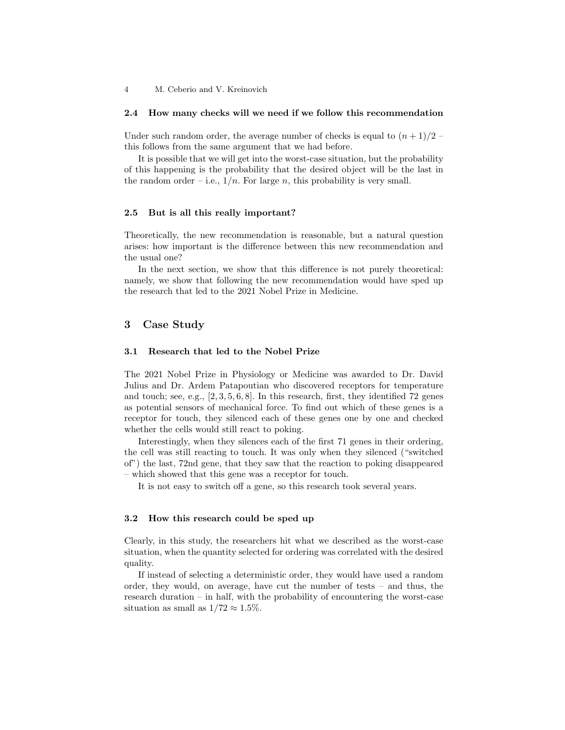### 2.4 How many checks will we need if we follow this recommendation

Under such random order, the average number of checks is equal to $(n+1)/2$ – this follows from the same argument that we had before.

It is possible that we will get into the worst-case situation, but the probability of this happening is the probability that the desired object will be the last in the random order – i.e., $1/n$. For large $n$, this probability is very small.

### 2.5 But is all this really important?

Theoretically, the new recommendation is reasonable, but a natural question arises: how important is the difference between this new recommendation and the usual one?

In the next section, we show that this difference is not purely theoretical: namely, we show that following the new recommendation would have sped up the research that led to the 2021 Nobel Prize in Medicine.

## 3 Case Study

### 3.1 Research that led to the Nobel Prize

The 2021 Nobel Prize in Physiology or Medicine was awarded to Dr. David Julius and Dr. Ardem Patapoutian who discovered receptors for temperature and touch; see, e.g., [2, 3, 5, 6, 8]. In this research, first, they identified 72 genes as potential sensors of mechanical force. To find out which of these genes is a receptor for touch, they silenced each of these genes one by one and checked whether the cells would still react to poking.

Interestingly, when they silences each of the first 71 genes in their ordering, the cell was still reacting to touch. It was only when they silenced ("switched of") the last, 72nd gene, that they saw that the reaction to poking disappeared – which showed that this gene was a receptor for touch.

It is not easy to switch off a gene, so this research took several years.

### 3.2 How this research could be sped up

Clearly, in this study, the researchers hit what we described as the worst-case situation, when the quantity selected for ordering was correlated with the desired quality.

If instead of selecting a deterministic order, they would have used a random order, they would, on average, have cut the number of tests – and thus, the research duration – in half, with the probability of encountering the worst-case situation as small as $1/72 \approx 1.5\%$.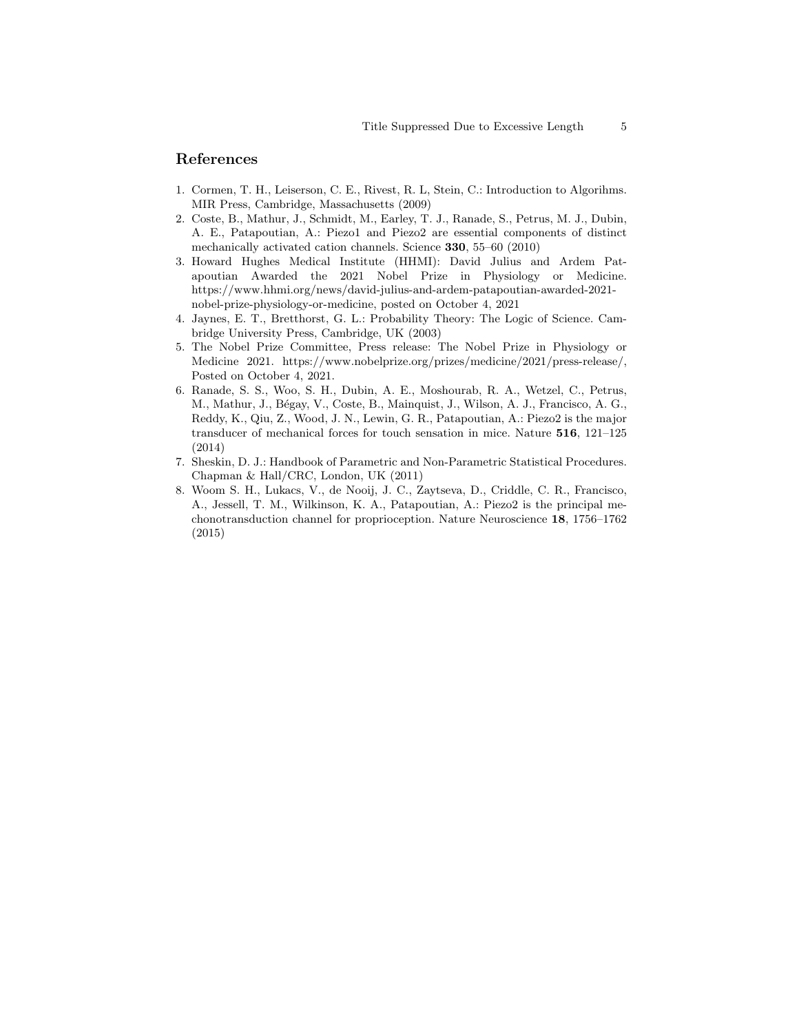## References

1. Cormen, T. H., Leiserson, C. E., Rivest, R. L, Stein, C.: Introduction to Algorihms. MIR Press, Cambridge, Massachusetts (2009)
2. Coste, B., Mathur, J., Schmidt, M., Earley, T. J., Ranade, S., Petrus, M. J., Dubin, A. E., Patapoutian, A.: Piezo1 and Piezo2 are essential components of distinct mechanically activated cation channels. Science **330**, 55–60 (2010)
3. Howard Hughes Medical Institute (HHMI): David Julius and Ardem Patapoutian Awarded the 2021 Nobel Prize in Physiology or Medicine. https://www.hhmi.org/news/david-julius-and-ardem-patapoutian-awarded-2021-nobel-prize-physiology-or-medicine, posted on October 4, 2021
4. Jaynes, E. T., Bretthorst, G. L.: Probability Theory: The Logic of Science. Cambridge University Press, Cambridge, UK (2003)
5. The Nobel Prize Committee, Press release: The Nobel Prize in Physiology or Medicine 2021. https://www.nobelprize.org/prizes/medicine/2021/press-release/, Posted on October 4, 2021.
6. Ranade, S. S., Woo, S. H., Dubin, A. E., Moshourab, R. A., Wetzel, C., Petrus, M., Mathur, J., Bégay, V., Coste, B., Mainquist, J., Wilson, A. J., Francisco, A. G., Reddy, K., Qiu, Z., Wood, J. N., Lewin, G. R., Patapoutian, A.: Piezo2 is the major transducer of mechanical forces for touch sensation in mice. Nature **516**, 121–125 (2014)
7. Sheskin, D. J.: Handbook of Parametric and Non-Parametric Statistical Procedures. Chapman & Hall/CRC, London, UK (2011)
8. Woom S. H., Lukacs, V., de Nooij, J. C., Zaytseva, D., Criddle, C. R., Francisco, A., Jessell, T. M., Wilkinson, K. A., Patapoutian, A.: Piezo2 is the principal mechonotransduction channel for proprioception. Nature Neuroscience **18**, 1756–1762 (2015)